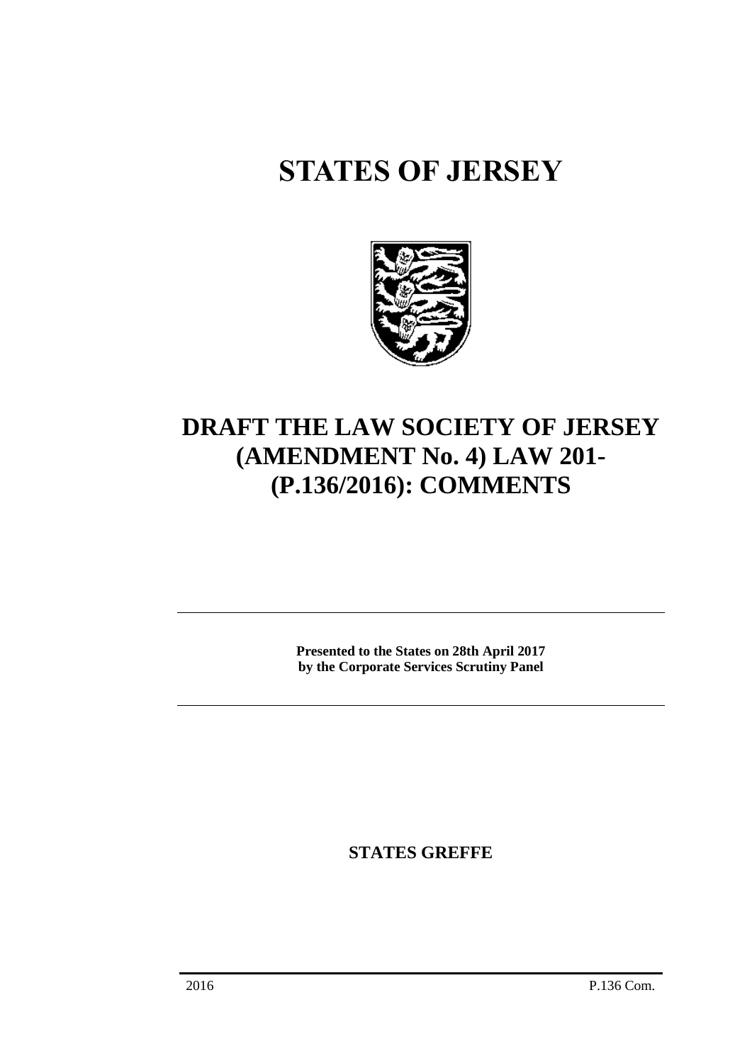# STATES OF JERSEY

# DRAFT THE LAW SOCIETY OF JERSEY (AMENDMENT No. 4) LAW 201- (P.136/2016): COMMENTS

**Presented to the States on 28th April 2017**
**by the Corporate Services Scrutiny Panel**

**STATES GREFFE**

2016 P.136 Com.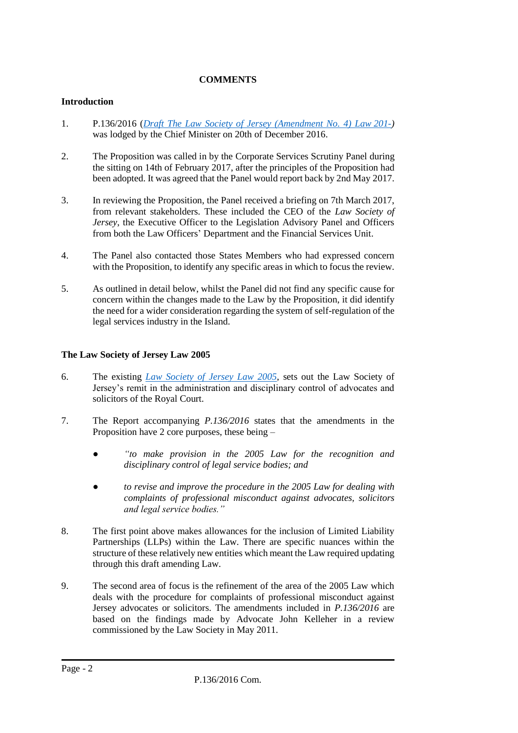**COMMENTS**

**Introduction**

1. P.136/2016 (*Draft The Law Society of Jersey (Amendment No. 4) Law 201-*) was lodged by the Chief Minister on 20th of December 2016.

2. The Proposition was called in by the Corporate Services Scrutiny Panel during the sitting on 14th of February 2017, after the principles of the Proposition had been adopted. It was agreed that the Panel would report back by 2nd May 2017.

3. In reviewing the Proposition, the Panel received a briefing on 7th March 2017, from relevant stakeholders. These included the CEO of the *Law Society of Jersey*, the Executive Officer to the Legislation Advisory Panel and Officers from both the Law Officers' Department and the Financial Services Unit.

4. The Panel also contacted those States Members who had expressed concern with the Proposition, to identify any specific areas in which to focus the review.

5. As outlined in detail below, whilst the Panel did not find any specific cause for concern within the changes made to the Law by the Proposition, it did identify the need for a wider consideration regarding the system of self-regulation of the legal services industry in the Island.

**The Law Society of Jersey Law 2005**

6. The existing *Law Society of Jersey Law 2005*, sets out the Law Society of Jersey's remit in the administration and disciplinary control of advocates and solicitors of the Royal Court.

7. The Report accompanying *P.136/2016* states that the amendments in the Proposition have 2 core purposes, these being –

   - *"to make provision in the 2005 Law for the recognition and disciplinary control of legal service bodies; and*
   - *to revise and improve the procedure in the 2005 Law for dealing with complaints of professional misconduct against advocates, solicitors and legal service bodies."*

8. The first point above makes allowances for the inclusion of Limited Liability Partnerships (LLPs) within the Law. There are specific nuances within the structure of these relatively new entities which meant the Law required updating through this draft amending Law.

9. The second area of focus is the refinement of the area of the 2005 Law which deals with the procedure for complaints of professional misconduct against Jersey advocates or solicitors. The amendments included in *P.136/2016* are based on the findings made by Advocate John Kelleher in a review commissioned by the Law Society in May 2011.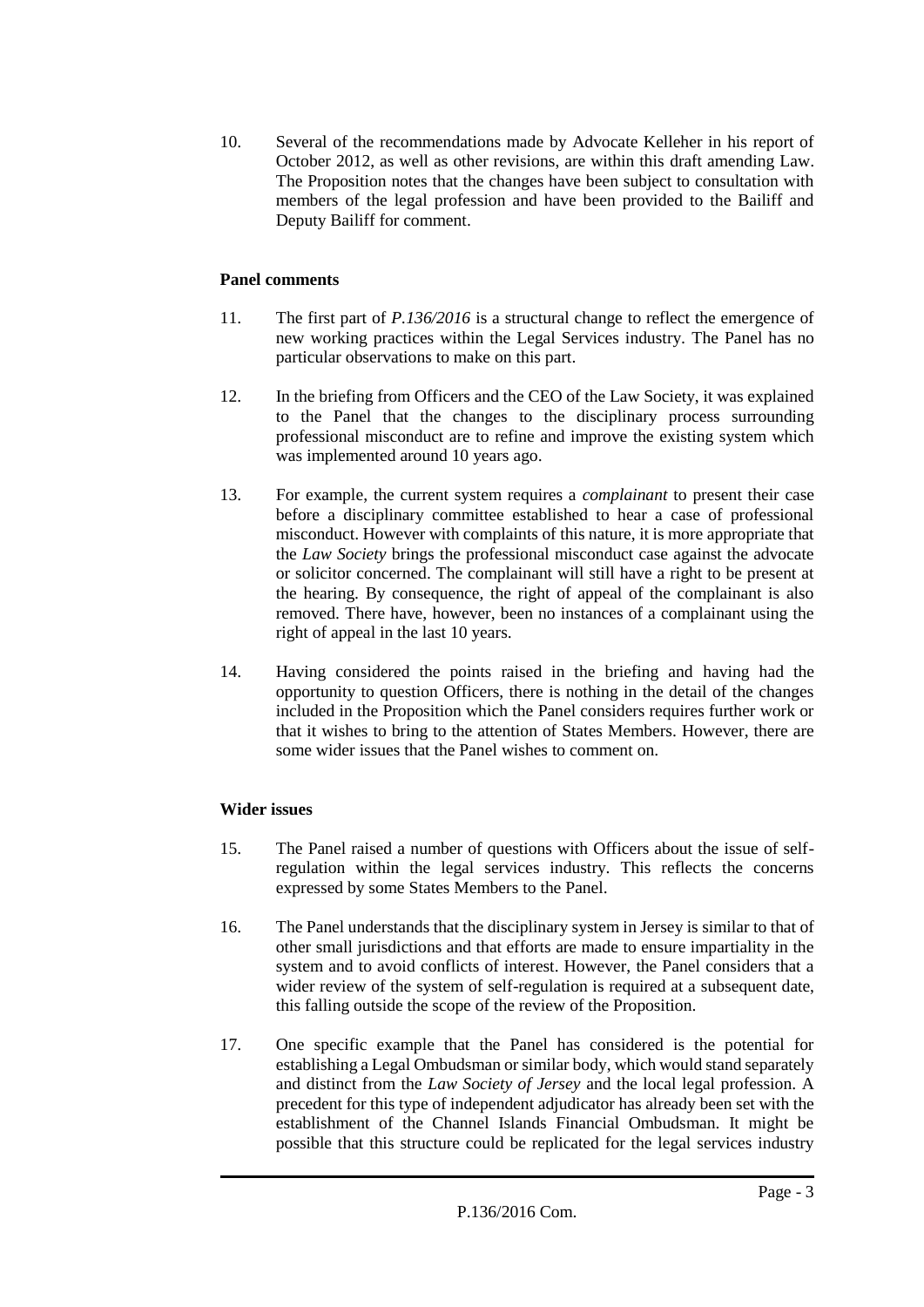10. Several of the recommendations made by Advocate Kelleher in his report of October 2012, as well as other revisions, are within this draft amending Law. The Proposition notes that the changes have been subject to consultation with members of the legal profession and have been provided to the Bailiff and Deputy Bailiff for comment.

**Panel comments**

11. The first part of *P.136/2016* is a structural change to reflect the emergence of new working practices within the Legal Services industry. The Panel has no particular observations to make on this part.

12. In the briefing from Officers and the CEO of the Law Society, it was explained to the Panel that the changes to the disciplinary process surrounding professional misconduct are to refine and improve the existing system which was implemented around 10 years ago.

13. For example, the current system requires a *complainant* to present their case before a disciplinary committee established to hear a case of professional misconduct. However with complaints of this nature, it is more appropriate that the *Law Society* brings the professional misconduct case against the advocate or solicitor concerned. The complainant will still have a right to be present at the hearing. By consequence, the right of appeal of the complainant is also removed. There have, however, been no instances of a complainant using the right of appeal in the last 10 years.

14. Having considered the points raised in the briefing and having had the opportunity to question Officers, there is nothing in the detail of the changes included in the Proposition which the Panel considers requires further work or that it wishes to bring to the attention of States Members. However, there are some wider issues that the Panel wishes to comment on.

**Wider issues**

15. The Panel raised a number of questions with Officers about the issue of self-regulation within the legal services industry. This reflects the concerns expressed by some States Members to the Panel.

16. The Panel understands that the disciplinary system in Jersey is similar to that of other small jurisdictions and that efforts are made to ensure impartiality in the system and to avoid conflicts of interest. However, the Panel considers that a wider review of the system of self-regulation is required at a subsequent date, this falling outside the scope of the review of the Proposition.

17. One specific example that the Panel has considered is the potential for establishing a Legal Ombudsman or similar body, which would stand separately and distinct from the *Law Society of Jersey* and the local legal profession. A precedent for this type of independent adjudicator has already been set with the establishment of the Channel Islands Financial Ombudsman. It might be possible that this structure could be replicated for the legal services industry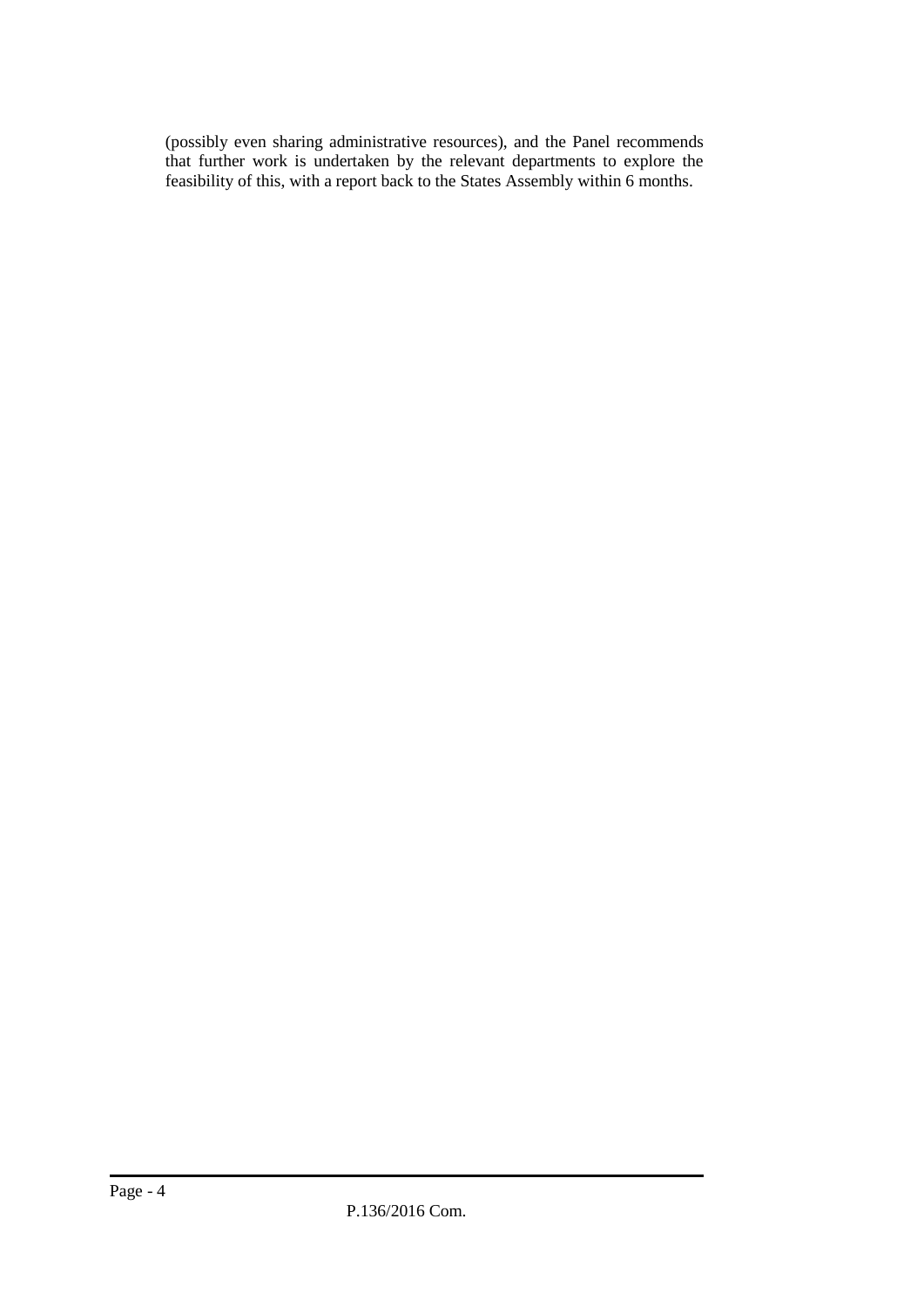(possibly even sharing administrative resources), and the Panel recommends that further work is undertaken by the relevant departments to explore the feasibility of this, with a report back to the States Assembly within 6 months.